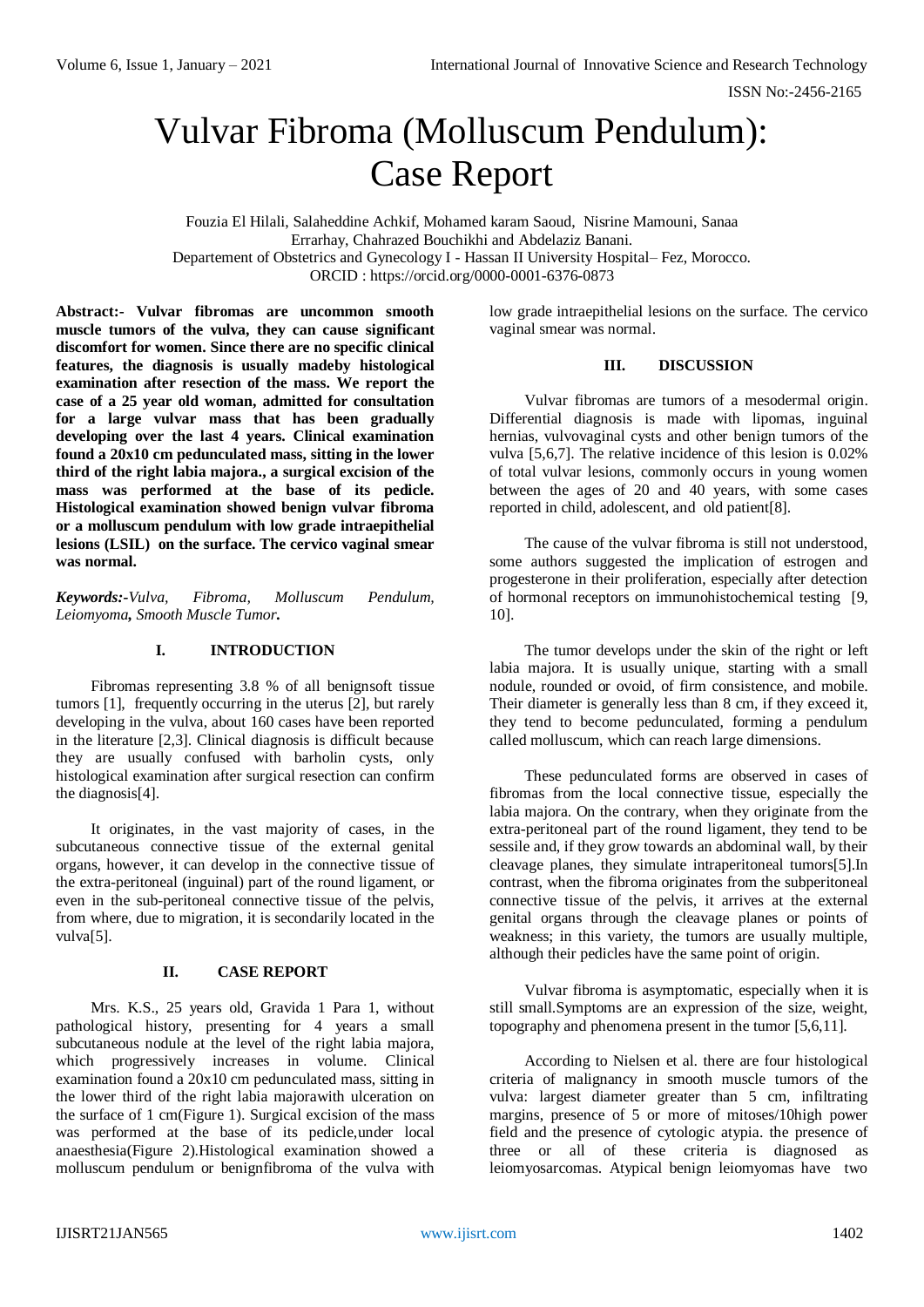# Vulvar Fibroma (Molluscum Pendulum): Case Report

Fouzia El Hilali, Salaheddine Achkif, Mohamed karam Saoud, Nisrine Mamouni, Sanaa Errarhay, Chahrazed Bouchikhi and Abdelaziz Banani.
Departement of Obstetrics and Gynecology I - Hassan II University Hospital– Fez, Morocco.
ORCID : https://orcid.org/0000-0001-6376-0873

**Abstract:- Vulvar fibromas are uncommon smooth muscle tumors of the vulva, they can cause significant discomfort for women. Since there are no specific clinical features, the diagnosis is usually madeby histological examination after resection of the mass. We report the case of a 25 year old woman, admitted for consultation for a large vulvar mass that has been gradually developing over the last 4 years. Clinical examination found a 20x10 cm pedunculated mass, sitting in the lower third of the right labia majora., a surgical excision of the mass was performed at the base of its pedicle. Histological examination showed benign vulvar fibroma or a molluscum pendulum with low grade intraepithelial lesions (LSIL) on the surface. The cervico vaginal smear was normal.**

***Keywords:-****Vulva, Fibroma, Molluscum Pendulum, Leiomyoma, **Smooth Muscle Tumor.***

## I. INTRODUCTION

Fibromas representing 3.8 % of all benignsoft tissue tumors [1], frequently occurring in the uterus [2], but rarely developing in the vulva, about 160 cases have been reported in the literature [2,3]. Clinical diagnosis is difficult because they are usually confused with barholin cysts, only histological examination after surgical resection can confirm the diagnosis[4].

It originates, in the vast majority of cases, in the subcutaneous connective tissue of the external genital organs, however, it can develop in the connective tissue of the extra-peritoneal (inguinal) part of the round ligament, or even in the sub-peritoneal connective tissue of the pelvis, from where, due to migration, it is secondarily located in the vulva[5].

## II. CASE REPORT

Mrs. K.S., 25 years old, Gravida 1 Para 1, without pathological history, presenting for 4 years a small subcutaneous nodule at the level of the right labia majora, which progressively increases in volume. Clinical examination found a 20x10 cm pedunculated mass, sitting in the lower third of the right labia majorawith ulceration on the surface of 1 cm(Figure 1). Surgical excision of the mass was performed at the base of its pedicle,under local anaesthesia(Figure 2).Histological examination showed a molluscum pendulum or benignfibroma of the vulva with low grade intraepithelial lesions on the surface. The cervico vaginal smear was normal.

## III. DISCUSSION

Vulvar fibromas are tumors of a mesodermal origin. Differential diagnosis is made with lipomas, inguinal hernias, vulvovaginal cysts and other benign tumors of the vulva [5,6,7]. The relative incidence of this lesion is 0.02% of total vulvar lesions, commonly occurs in young women between the ages of 20 and 40 years, with some cases reported in child, adolescent, and old patient[8].

The cause of the vulvar fibroma is still not understood, some authors suggested the implication of estrogen and progesterone in their proliferation, especially after detection of hormonal receptors on immunohistochemical testing [9, 10].

The tumor develops under the skin of the right or left labia majora. It is usually unique, starting with a small nodule, rounded or ovoid, of firm consistence, and mobile. Their diameter is generally less than 8 cm, if they exceed it, they tend to become pedunculated, forming a pendulum called molluscum, which can reach large dimensions.

These pedunculated forms are observed in cases of fibromas from the local connective tissue, especially the labia majora. On the contrary, when they originate from the extra-peritoneal part of the round ligament, they tend to be sessile and, if they grow towards an abdominal wall, by their cleavage planes, they simulate intraperitoneal tumors[5].In contrast, when the fibroma originates from the subperitoneal connective tissue of the pelvis, it arrives at the external genital organs through the cleavage planes or points of weakness; in this variety, the tumors are usually multiple, although their pedicles have the same point of origin.

Vulvar fibroma is asymptomatic, especially when it is still small.Symptoms are an expression of the size, weight, topography and phenomena present in the tumor [5,6,11].

According to Nielsen et al. there are four histological criteria of malignancy in smooth muscle tumors of the vulva: largest diameter greater than 5 cm, infiltrating margins, presence of 5 or more of mitoses/10high power field and the presence of cytologic atypia. the presence of three or all of these criteria is diagnosed as leiomyosarcomas. Atypical benign leiomyomas have two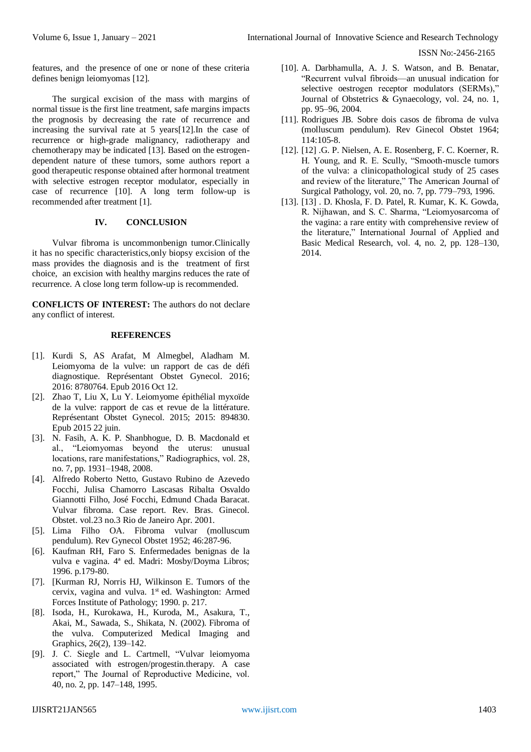features, and the presence of one or none of these criteria defines benign leiomyomas [12].

The surgical excision of the mass with margins of normal tissue is the first line treatment, safe margins impacts the prognosis by decreasing the rate of recurrence and increasing the survival rate at 5 years[12].In the case of recurrence or high-grade malignancy, radiotherapy and chemotherapy may be indicated [13]. Based on the estrogen-dependent nature of these tumors, some authors report a good therapeutic response obtained after hormonal treatment with selective estrogen receptor modulator, especially in case of recurrence [10]. A long term follow-up is recommended after treatment [1].

## IV. CONCLUSION

Vulvar fibroma is uncommonbenign tumor.Clinically it has no specific characteristics,only biopsy excision of the mass provides the diagnosis and is the treatment of first choice, an excision with healthy margins reduces the rate of recurrence. A close long term follow-up is recommended.

**CONFLICTS OF INTEREST:** The authors do not declare any conflict of interest.

## REFERENCES

- [1]. Kurdi S, AS Arafat, M Almegbel, Aladham M. Leiomyoma de la vulve: un rapport de cas de défi diagnostique. Représentant Obstet Gynecol. 2016; 2016: 8780764. Epub 2016 Oct 12.
- [2]. Zhao T, Liu X, Lu Y. Leiomyome épithélial myxoïde de la vulve: rapport de cas et revue de la littérature. Représentant Obstet Gynecol. 2015; 2015: 894830. Epub 2015 22 juin.
- [3]. N. Fasih, A. K. P. Shanbhogue, D. B. Macdonald et al., "Leiomyomas beyond the uterus: unusual locations, rare manifestations," Radiographics, vol. 28, no. 7, pp. 1931–1948, 2008.
- [4]. Alfredo Roberto Netto, Gustavo Rubino de Azevedo Focchi, Julisa Chamorro Lascasas Ribalta Osvaldo Giannotti Filho, José Focchi, Edmund Chada Baracat. Vulvar fibroma. Case report. Rev. Bras. Ginecol. Obstet. vol.23 no.3 Rio de Janeiro Apr. 2001.
- [5]. Lima Filho OA. Fibroma vulvar (molluscum pendulum). Rev Gynecol Obstet 1952; 46:287-96.
- [6]. Kaufman RH, Faro S. Enfermedades benignas de la vulva e vagina. 4ª ed. Madri: Mosby/Doyma Libros; 1996. p.179-80.
- [7]. [Kurman RJ, Norris HJ, Wilkinson E. Tumors of the cervix, vagina and vulva. 1st ed. Washington: Armed Forces Institute of Pathology; 1990. p. 217.
- [8]. Isoda, H., Kurokawa, H., Kuroda, M., Asakura, T., Akai, M., Sawada, S., Shikata, N. (2002). Fibroma of the vulva. Computerized Medical Imaging and Graphics, 26(2), 139–142.
- [9]. J. C. Siegle and L. Cartmell, "Vulvar leiomyoma associated with estrogen/progestin.therapy. A case report," The Journal of Reproductive Medicine, vol. 40, no. 2, pp. 147–148, 1995.
- [10]. A. Darbhamulla, A. J. S. Watson, and B. Benatar, "Recurrent vulval fibroids—an unusual indication for selective oestrogen receptor modulators (SERMs)," Journal of Obstetrics & Gynaecology, vol. 24, no. 1, pp. 95–96, 2004.
- [11]. Rodrigues JB. Sobre dois casos de fibroma de vulva (molluscum pendulum). Rev Ginecol Obstet 1964; 114:105-8.
- [12]. [12] .G. P. Nielsen, A. E. Rosenberg, F. C. Koerner, R. H. Young, and R. E. Scully, "Smooth-muscle tumors of the vulva: a clinicopathological study of 25 cases and review of the literature," The American Journal of Surgical Pathology, vol. 20, no. 7, pp. 779–793, 1996.
- [13]. [13] . D. Khosla, F. D. Patel, R. Kumar, K. K. Gowda, R. Nijhawan, and S. C. Sharma, "Leiomyosarcoma of the vagina: a rare entity with comprehensive review of the literature," International Journal of Applied and Basic Medical Research, vol. 4, no. 2, pp. 128–130, 2014.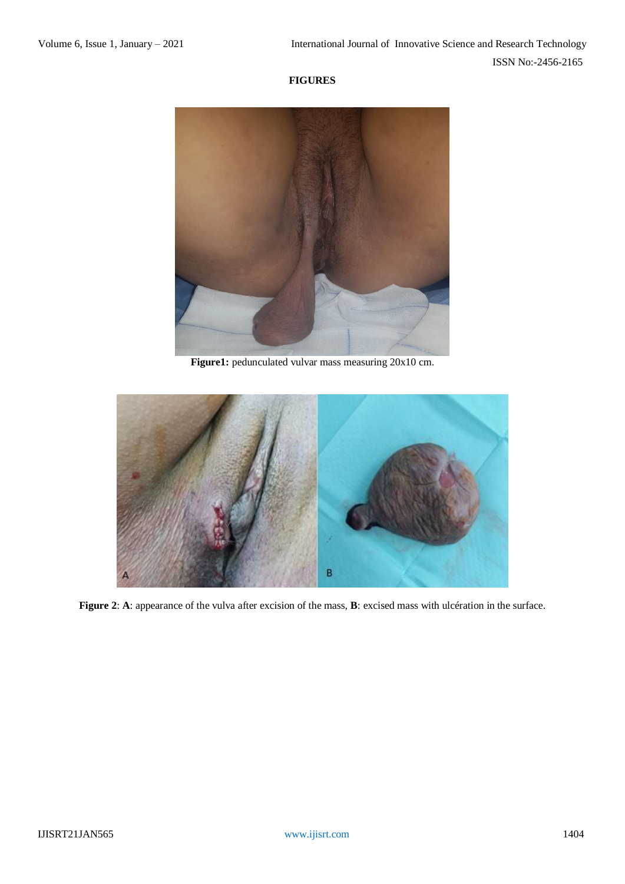**FIGURES**

**Figure1:** pedunculated vulvar mass measuring 20x10 cm.

A

B

**Figure 2**: **A**: appearance of the vulva after excision of the mass, **B**: excised mass with ulcération in the surface.